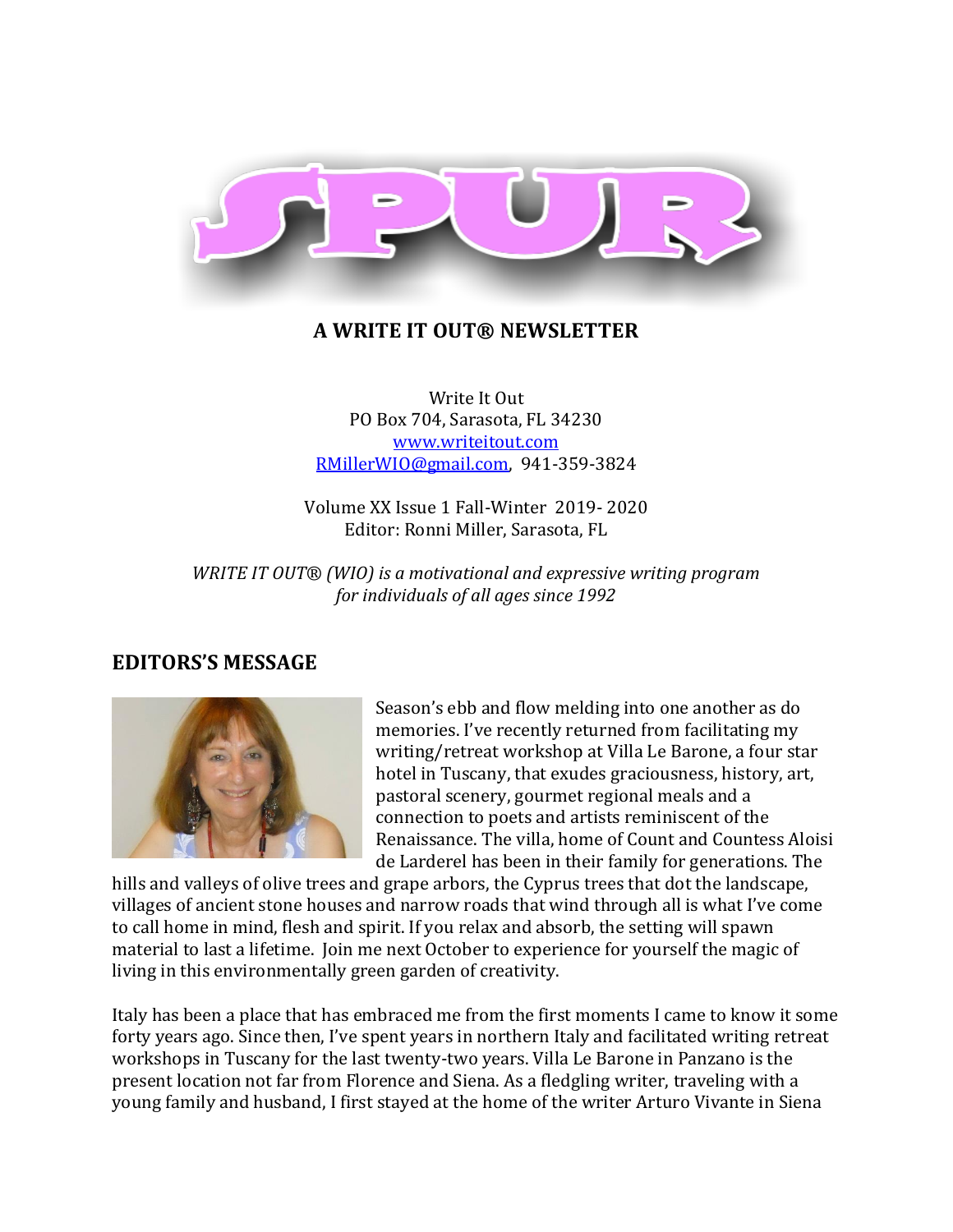# SPUR

**A WRITE IT OUT® NEWSLETTER**

Write It Out
PO Box 704, Sarasota, FL 34230
www.writeitout.com
RMillerWIO@gmail.com, 941-359-3824

Volume XX Issue 1 Fall-Winter 2019- 2020
Editor: Ronni Miller, Sarasota, FL

*WRITE IT OUT® (WIO) is a motivational and expressive writing program for individuals of all ages since 1992*

## EDITORS'S MESSAGE

Season's ebb and flow melding into one another as do memories. I've recently returned from facilitating my writing/retreat workshop at Villa Le Barone, a four star hotel in Tuscany, that exudes graciousness, history, art, pastoral scenery, gourmet regional meals and a connection to poets and artists reminiscent of the Renaissance. The villa, home of Count and Countess Aloisi de Larderel has been in their family for generations. The hills and valleys of olive trees and grape arbors, the Cyprus trees that dot the landscape, villages of ancient stone houses and narrow roads that wind through all is what I've come to call home in mind, flesh and spirit. If you relax and absorb, the setting will spawn material to last a lifetime. Join me next October to experience for yourself the magic of living in this environmentally green garden of creativity.

Italy has been a place that has embraced me from the first moments I came to know it some forty years ago. Since then, I've spent years in northern Italy and facilitated writing retreat workshops in Tuscany for the last twenty-two years. Villa Le Barone in Panzano is the present location not far from Florence and Siena. As a fledgling writer, traveling with a young family and husband, I first stayed at the home of the writer Arturo Vivante in Siena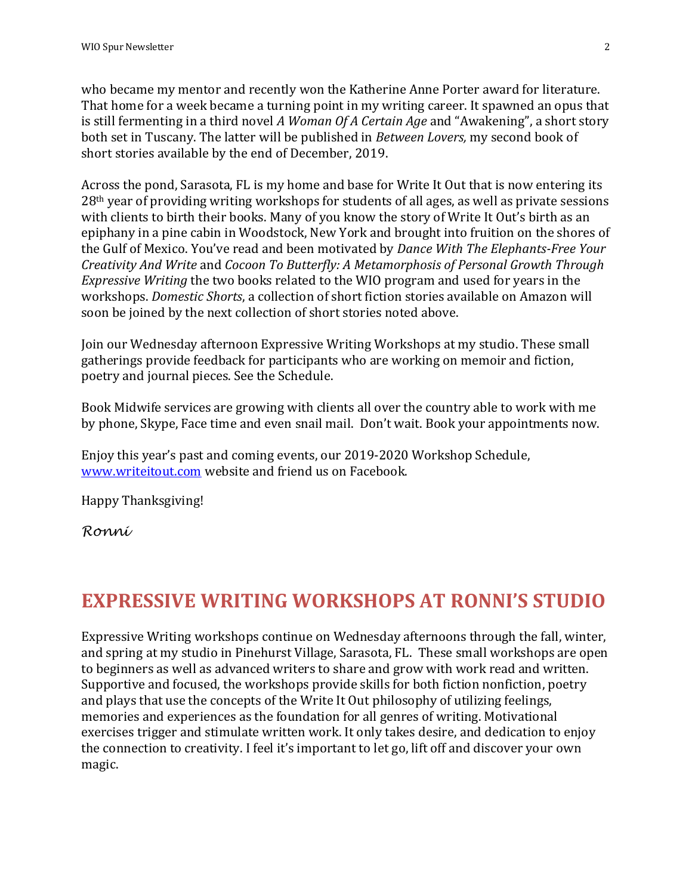who became my mentor and recently won the Katherine Anne Porter award for literature. That home for a week became a turning point in my writing career. It spawned an opus that is still fermenting in a third novel *A Woman Of A Certain Age* and "Awakening", a short story both set in Tuscany. The latter will be published in *Between Lovers,* my second book of short stories available by the end of December, 2019.

Across the pond, Sarasota, FL is my home and base for Write It Out that is now entering its 28th year of providing writing workshops for students of all ages, as well as private sessions with clients to birth their books. Many of you know the story of Write It Out's birth as an epiphany in a pine cabin in Woodstock, New York and brought into fruition on the shores of the Gulf of Mexico. You've read and been motivated by *Dance With The Elephants-Free Your Creativity And Write* and *Cocoon To Butterfly: A Metamorphosis of Personal Growth Through Expressive Writing* the two books related to the WIO program and used for years in the workshops. *Domestic Shorts*, a collection of short fiction stories available on Amazon will soon be joined by the next collection of short stories noted above.

Join our Wednesday afternoon Expressive Writing Workshops at my studio. These small gatherings provide feedback for participants who are working on memoir and fiction, poetry and journal pieces. See the Schedule.

Book Midwife services are growing with clients all over the country able to work with me by phone, Skype, Face time and even snail mail. Don't wait. Book your appointments now.

Enjoy this year's past and coming events, our 2019-2020 Workshop Schedule, [www.writeitout.com](http://www.writeitout.com) website and friend us on Facebook.

Happy Thanksgiving!

*Ronni*

## EXPRESSIVE WRITING WORKSHOPS AT RONNI'S STUDIO

Expressive Writing workshops continue on Wednesday afternoons through the fall, winter, and spring at my studio in Pinehurst Village, Sarasota, FL. These small workshops are open to beginners as well as advanced writers to share and grow with work read and written. Supportive and focused, the workshops provide skills for both fiction nonfiction, poetry and plays that use the concepts of the Write It Out philosophy of utilizing feelings, memories and experiences as the foundation for all genres of writing. Motivational exercises trigger and stimulate written work. It only takes desire, and dedication to enjoy the connection to creativity. I feel it's important to let go, lift off and discover your own magic.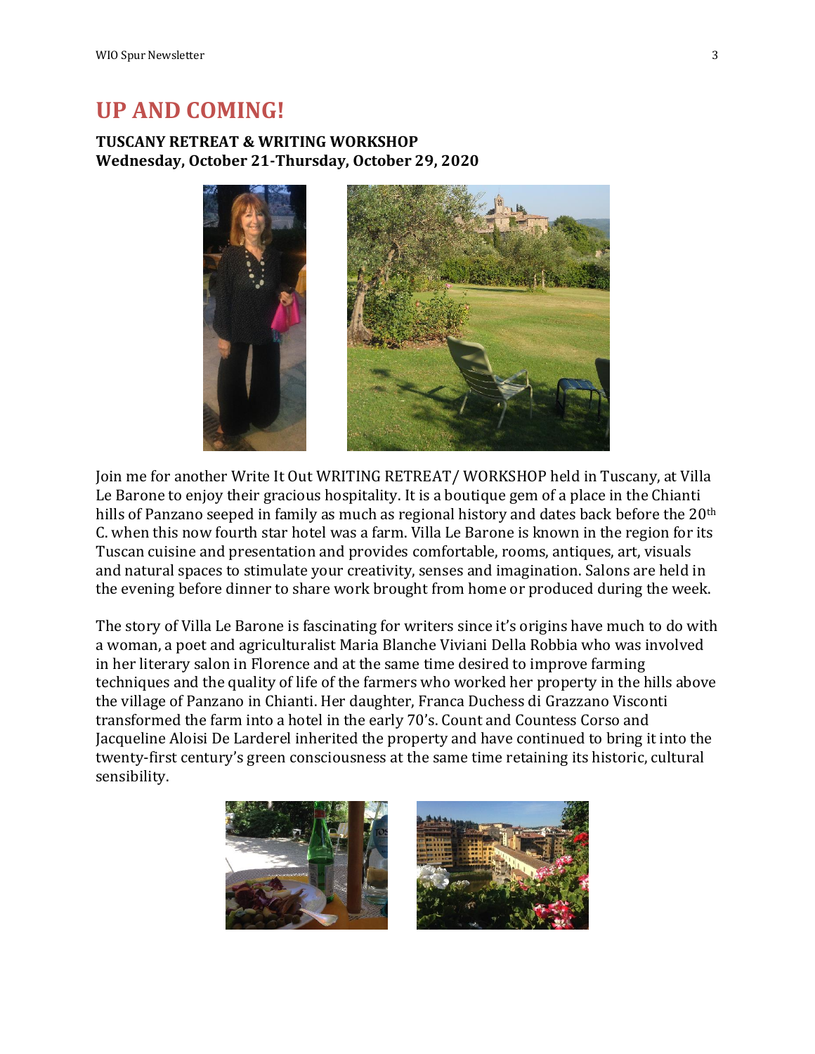# UP AND COMING!

**TUSCANY RETREAT & WRITING WORKSHOP**
**Wednesday, October 21-Thursday, October 29, 2020**

Join me for another Write It Out WRITING RETREAT/ WORKSHOP held in Tuscany, at Villa Le Barone to enjoy their gracious hospitality. It is a boutique gem of a place in the Chianti hills of Panzano seeped in family as much as regional history and dates back before the 20th C. when this now fourth star hotel was a farm. Villa Le Barone is known in the region for its Tuscan cuisine and presentation and provides comfortable, rooms, antiques, art, visuals and natural spaces to stimulate your creativity, senses and imagination. Salons are held in the evening before dinner to share work brought from home or produced during the week.

The story of Villa Le Barone is fascinating for writers since it's origins have much to do with a woman, a poet and agriculturalist Maria Blanche Viviani Della Robbia who was involved in her literary salon in Florence and at the same time desired to improve farming techniques and the quality of life of the farmers who worked her property in the hills above the village of Panzano in Chianti. Her daughter, Franca Duchess di Grazzano Visconti transformed the farm into a hotel in the early 70's. Count and Countess Corso and Jacqueline Aloisi De Larderel inherited the property and have continued to bring it into the twenty-first century's green consciousness at the same time retaining its historic, cultural sensibility.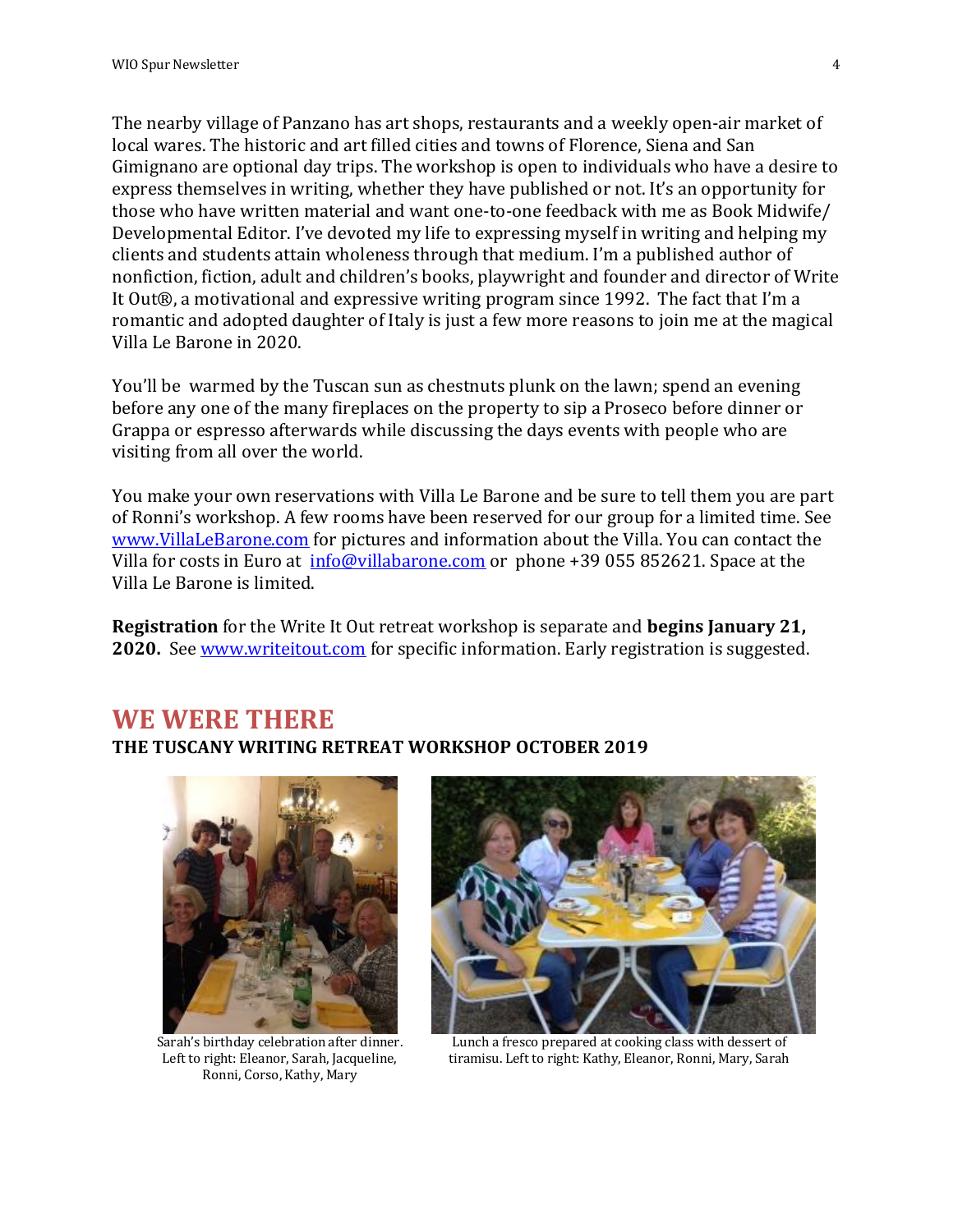The nearby village of Panzano has art shops, restaurants and a weekly open-air market of local wares. The historic and art filled cities and towns of Florence, Siena and San Gimignano are optional day trips. The workshop is open to individuals who have a desire to express themselves in writing, whether they have published or not. It's an opportunity for those who have written material and want one-to-one feedback with me as Book Midwife/ Developmental Editor. I've devoted my life to expressing myself in writing and helping my clients and students attain wholeness through that medium. I'm a published author of nonfiction, fiction, adult and children's books, playwright and founder and director of Write It Out®, a motivational and expressive writing program since 1992. The fact that I'm a romantic and adopted daughter of Italy is just a few more reasons to join me at the magical Villa Le Barone in 2020.

You'll be warmed by the Tuscan sun as chestnuts plunk on the lawn; spend an evening before any one of the many fireplaces on the property to sip a Proseco before dinner or Grappa or espresso afterwards while discussing the days events with people who are visiting from all over the world.

You make your own reservations with Villa Le Barone and be sure to tell them you are part of Ronni's workshop. A few rooms have been reserved for our group for a limited time. See [www.VillaLeBarone.com](http://www.VillaLeBarone.com) for pictures and information about the Villa. You can contact the Villa for costs in Euro at [info@villabarone.com](mailto:info@villabarone.com) or phone +39 055 852621. Space at the Villa Le Barone is limited.

**Registration** for the Write It Out retreat workshop is separate and **begins January 21, 2020.** See [www.writeitout.com](http://www.writeitout.com) for specific information. Early registration is suggested.

## WE WERE THERE

**THE TUSCANY WRITING RETREAT WORKSHOP OCTOBER 2019**

Sarah's birthday celebration after dinner. Left to right: Eleanor, Sarah, Jacqueline, Ronni, Corso, Kathy, Mary

Lunch a fresco prepared at cooking class with dessert of tiramisu. Left to right: Kathy, Eleanor, Ronni, Mary, Sarah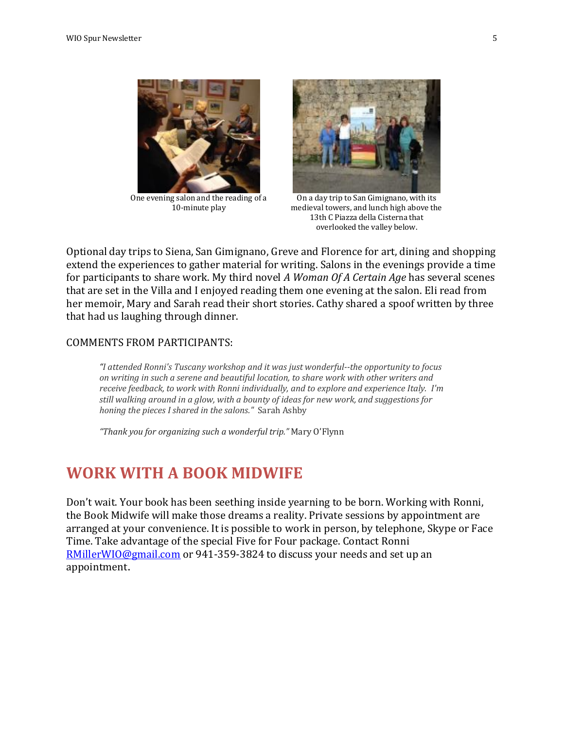One evening salon and the reading of a 10-minute play

On a day trip to San Gimignano, with its medieval towers, and lunch high above the 13th C Piazza della Cisterna that overlooked the valley below.

Optional day trips to Siena, San Gimignano, Greve and Florence for art, dining and shopping extend the experiences to gather material for writing. Salons in the evenings provide a time for participants to share work. My third novel *A Woman Of A Certain Age* has several scenes that are set in the Villa and I enjoyed reading them one evening at the salon. Eli read from her memoir, Mary and Sarah read their short stories. Cathy shared a spoof written by three that had us laughing through dinner.

COMMENTS FROM PARTICIPANTS:

> *"I attended Ronni's Tuscany workshop and it was just wonderful--the opportunity to focus on writing in such a serene and beautiful location, to share work with other writers and receive feedback, to work with Ronni individually, and to explore and experience Italy. I'm still walking around in a glow, with a bounty of ideas for new work, and suggestions for honing the pieces I shared in the salons."* Sarah Ashby
>
> *"Thank you for organizing such a wonderful trip."* Mary O'Flynn

## WORK WITH A BOOK MIDWIFE

Don't wait. Your book has been seething inside yearning to be born. Working with Ronni, the Book Midwife will make those dreams a reality. Private sessions by appointment are arranged at your convenience. It is possible to work in person, by telephone, Skype or Face Time. Take advantage of the special Five for Four package. Contact Ronni RMillerWIO@gmail.com or 941-359-3824 to discuss your needs and set up an appointment.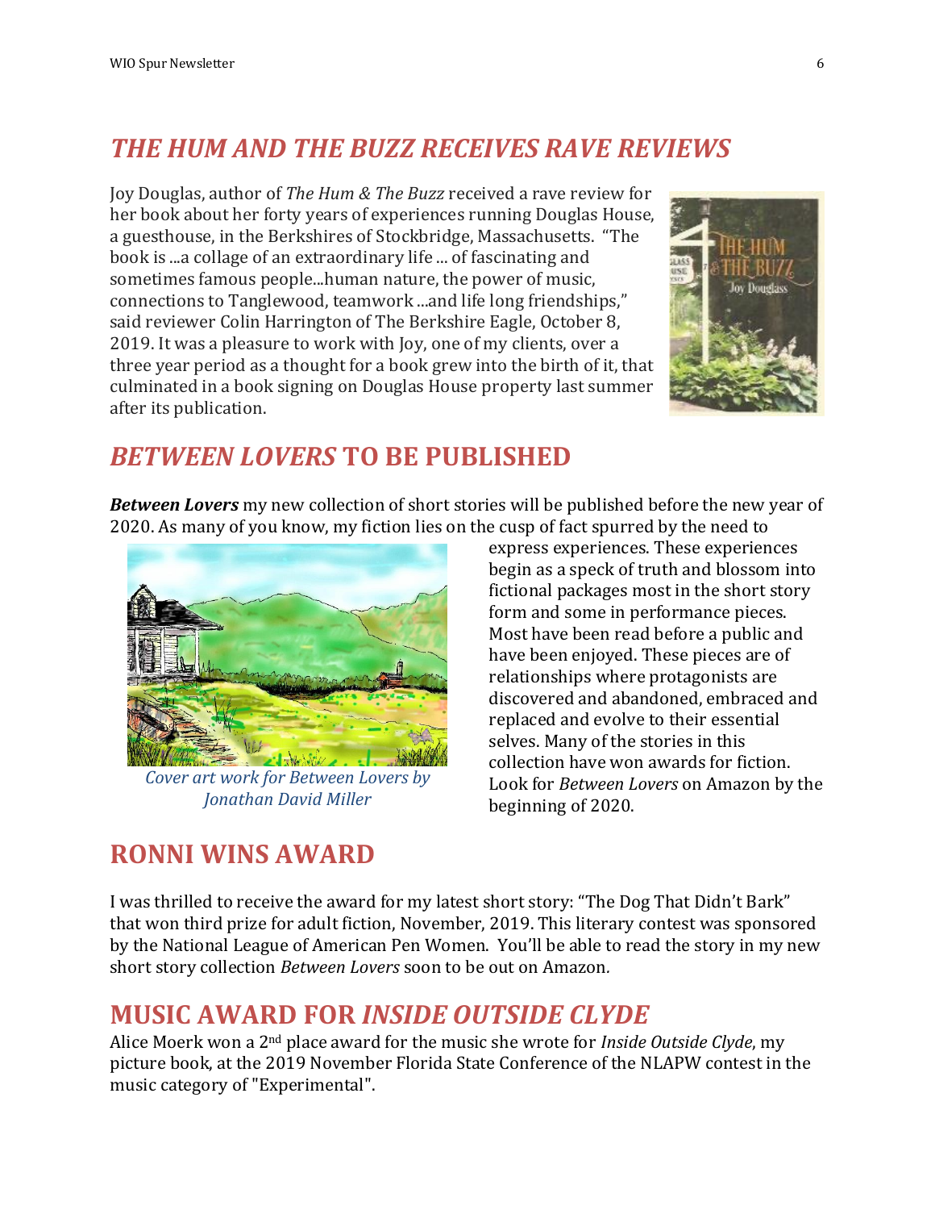## *THE HUM AND THE BUZZ RECEIVES RAVE REVIEWS*

Joy Douglas, author of *The Hum & The Buzz* received a rave review for her book about her forty years of experiences running Douglas House, a guesthouse, in the Berkshires of Stockbridge, Massachusetts. "The book is ...a collage of an extraordinary life ... of fascinating and sometimes famous people...human nature, the power of music, connections to Tanglewood, teamwork ...and life long friendships," said reviewer Colin Harrington of The Berkshire Eagle, October 8, 2019. It was a pleasure to work with Joy, one of my clients, over a three year period as a thought for a book grew into the birth of it, that culminated in a book signing on Douglas House property last summer after its publication.

## *BETWEEN LOVERS* TO BE PUBLISHED

***Between Lovers*** my new collection of short stories will be published before the new year of 2020. As many of you know, my fiction lies on the cusp of fact spurred by the need to express experiences. These experiences begin as a speck of truth and blossom into fictional packages most in the short story form and some in performance pieces. Most have been read before a public and have been enjoyed. These pieces are of relationships where protagonists are discovered and abandoned, embraced and replaced and evolve to their essential selves. Many of the stories in this collection have won awards for fiction. Look for *Between Lovers* on Amazon by the beginning of 2020.

*Cover art work for Between Lovers by Jonathan David Miller*

## RONNI WINS AWARD

I was thrilled to receive the award for my latest short story: "The Dog That Didn't Bark" that won third prize for adult fiction, November, 2019. This literary contest was sponsored by the National League of American Pen Women. You'll be able to read the story in my new short story collection *Between Lovers* soon to be out on Amazon.

## MUSIC AWARD FOR *INSIDE OUTSIDE CLYDE*

Alice Moerk won a 2nd place award for the music she wrote for *Inside Outside Clyde*, my picture book, at the 2019 November Florida State Conference of the NLAPW contest in the music category of "Experimental".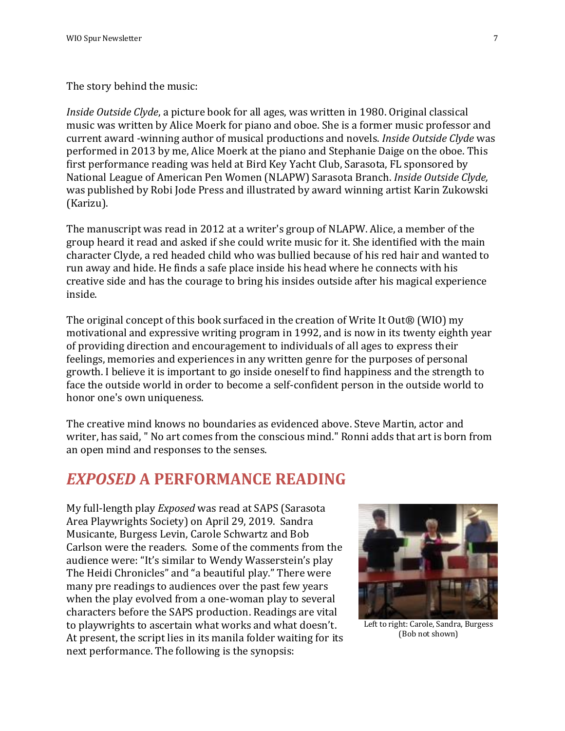The story behind the music:

*Inside Outside Clyde*, a picture book for all ages, was written in 1980. Original classical music was written by Alice Moerk for piano and oboe. She is a former music professor and current award -winning author of musical productions and novels. *Inside Outside Clyde* was performed in 2013 by me, Alice Moerk at the piano and Stephanie Daige on the oboe. This first performance reading was held at Bird Key Yacht Club, Sarasota, FL sponsored by National League of American Pen Women (NLAPW) Sarasota Branch. *Inside Outside Clyde,* was published by Robi Jode Press and illustrated by award winning artist Karin Zukowski (Karizu).

The manuscript was read in 2012 at a writer's group of NLAPW. Alice, a member of the group heard it read and asked if she could write music for it. She identified with the main character Clyde, a red headed child who was bullied because of his red hair and wanted to run away and hide. He finds a safe place inside his head where he connects with his creative side and has the courage to bring his insides outside after his magical experience inside.

The original concept of this book surfaced in the creation of Write It Out® (WIO) my motivational and expressive writing program in 1992, and is now in its twenty eighth year of providing direction and encouragement to individuals of all ages to express their feelings, memories and experiences in any written genre for the purposes of personal growth. I believe it is important to go inside oneself to find happiness and the strength to face the outside world in order to become a self-confident person in the outside world to honor one's own uniqueness.

The creative mind knows no boundaries as evidenced above. Steve Martin, actor and writer, has said, " No art comes from the conscious mind." Ronni adds that art is born from an open mind and responses to the senses.

## *EXPOSED* A PERFORMANCE READING

My full-length play *Exposed* was read at SAPS (Sarasota Area Playwrights Society) on April 29, 2019. Sandra Musicante, Burgess Levin, Carole Schwartz and Bob Carlson were the readers. Some of the comments from the audience were: "It's similar to Wendy Wasserstein's play The Heidi Chronicles" and "a beautiful play." There were many pre readings to audiences over the past few years when the play evolved from a one-woman play to several characters before the SAPS production. Readings are vital to playwrights to ascertain what works and what doesn't. At present, the script lies in its manila folder waiting for its next performance. The following is the synopsis:

Left to right: Carole, Sandra, Burgess (Bob not shown)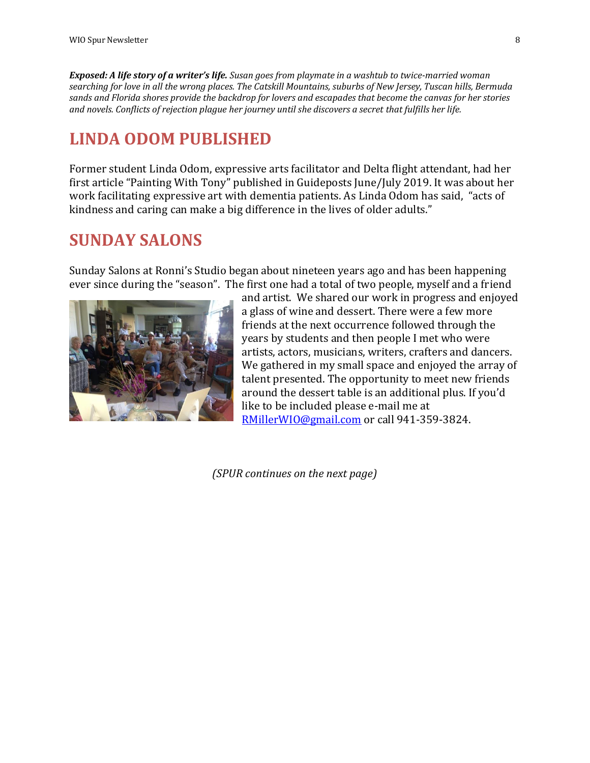***Exposed: A life story of a writer's life.*** *Susan goes from playmate in a washtub to twice-married woman searching for love in all the wrong places. The Catskill Mountains, suburbs of New Jersey, Tuscan hills, Bermuda sands and Florida shores provide the backdrop for lovers and escapades that become the canvas for her stories and novels. Conflicts of rejection plague her journey until she discovers a secret that fulfills her life.*

## LINDA ODOM PUBLISHED

Former student Linda Odom, expressive arts facilitator and Delta flight attendant, had her first article "Painting With Tony" published in Guideposts June/July 2019. It was about her work facilitating expressive art with dementia patients. As Linda Odom has said, "acts of kindness and caring can make a big difference in the lives of older adults."

## SUNDAY SALONS

Sunday Salons at Ronni's Studio began about nineteen years ago and has been happening ever since during the "season". The first one had a total of two people, myself and a friend and artist. We shared our work in progress and enjoyed a glass of wine and dessert. There were a few more friends at the next occurrence followed through the years by students and then people I met who were artists, actors, musicians, writers, crafters and dancers. We gathered in my small space and enjoyed the array of talent presented. The opportunity to meet new friends around the dessert table is an additional plus. If you'd like to be included please e-mail me at [RMillerWIO@gmail.com](mailto:RMillerWIO@gmail.com) or call 941-359-3824.

*(SPUR continues on the next page)*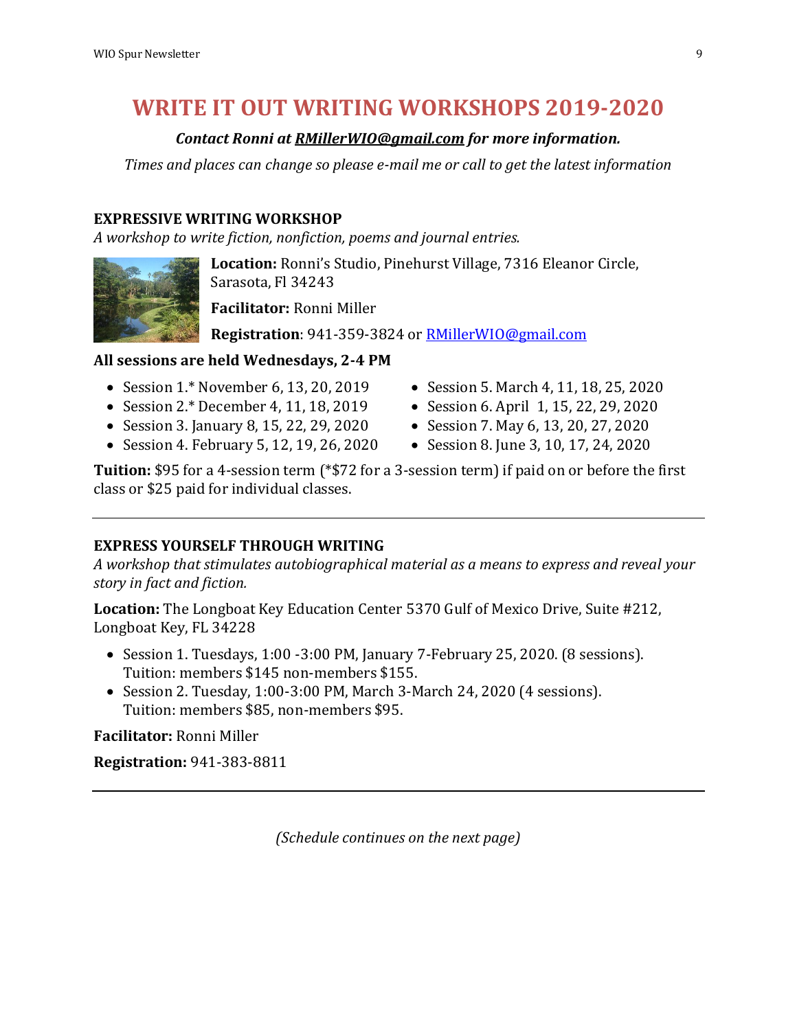# WRITE IT OUT WRITING WORKSHOPS 2019-2020

***Contact Ronni at RMillerWIO@gmail.com for more information.***

*Times and places can change so please e-mail me or call to get the latest information*

### EXPRESSIVE WRITING WORKSHOP

*A workshop to write fiction, nonfiction, poems and journal entries.*

**Location:** Ronni's Studio, Pinehurst Village, 7316 Eleanor Circle, Sarasota, Fl 34243

**Facilitator:** Ronni Miller

**Registration**: 941-359-3824 or RMillerWIO@gmail.com

**All sessions are held Wednesdays, 2-4 PM**

- Session 1.* November 6, 13, 20, 2019
- Session 2.* December 4, 11, 18, 2019
- Session 3. January 8, 15, 22, 29, 2020
- Session 4. February 5, 12, 19, 26, 2020
- Session 5. March 4, 11, 18, 25, 2020
- Session 6. April 1, 15, 22, 29, 2020
- Session 7. May 6, 13, 20, 27, 2020
- Session 8. June 3, 10, 17, 24, 2020

**Tuition:** $95 for a 4-session term (*$72 for a 3-session term) if paid on or before the first class or $25 paid for individual classes.

---

### EXPRESS YOURSELF THROUGH WRITING

*A workshop that stimulates autobiographical material as a means to express and reveal your story in fact and fiction.*

**Location:** The Longboat Key Education Center 5370 Gulf of Mexico Drive, Suite #212, Longboat Key, FL 34228

- Session 1. Tuesdays, 1:00 -3:00 PM, January 7-February 25, 2020. (8 sessions). Tuition: members $145 non-members $155.
- Session 2. Tuesday, 1:00-3:00 PM, March 3-March 24, 2020 (4 sessions). Tuition: members $85, non-members $95.

**Facilitator:** Ronni Miller

**Registration:** 941-383-8811

---

*(Schedule continues on the next page)*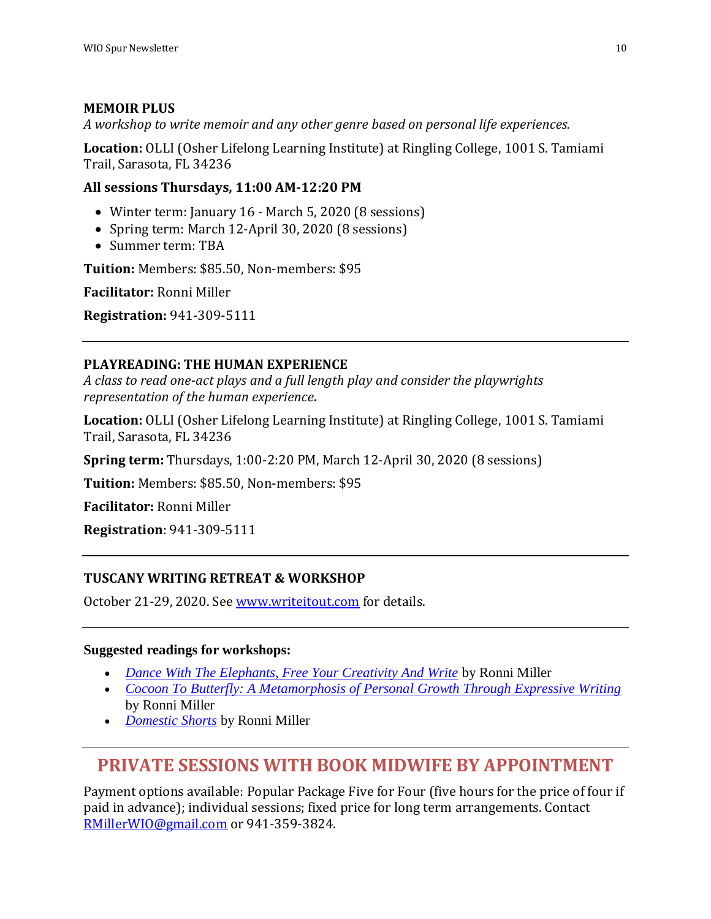### MEMOIR PLUS

*A workshop to write memoir and any other genre based on personal life experiences.*

**Location:** OLLI (Osher Lifelong Learning Institute) at Ringling College, 1001 S. Tamiami Trail, Sarasota, FL 34236

**All sessions Thursdays, 11:00 AM-12:20 PM**

- Winter term: January 16 - March 5, 2020 (8 sessions)
- Spring term: March 12-April 30, 2020 (8 sessions)
- Summer term: TBA

**Tuition:** Members: $85.50, Non-members: $95

**Facilitator:** Ronni Miller

**Registration:** 941-309-5111

---

### PLAYREADING: THE HUMAN EXPERIENCE

*A class to read one-act plays and a full length play and consider the playwrights representation of the human experience.*

**Location:** OLLI (Osher Lifelong Learning Institute) at Ringling College, 1001 S. Tamiami Trail, Sarasota, FL 34236

**Spring term:** Thursdays, 1:00-2:20 PM, March 12-April 30, 2020 (8 sessions)

**Tuition:** Members: $85.50, Non-members: $95

**Facilitator:** Ronni Miller

**Registration**: 941-309-5111

---

### TUSCANY WRITING RETREAT & WORKSHOP

October 21-29, 2020. See www.writeitout.com for details.

---

**Suggested readings for workshops:**

- *Dance With The Elephants, Free Your Creativity And Write* by Ronni Miller
- *Cocoon To Butterfly: A Metamorphosis of Personal Growth Through Expressive Writing* by Ronni Miller
- *Domestic Shorts* by Ronni Miller

---

## PRIVATE SESSIONS WITH BOOK MIDWIFE BY APPOINTMENT

Payment options available: Popular Package Five for Four (five hours for the price of four if paid in advance); individual sessions; fixed price for long term arrangements. Contact RMillerWIO@gmail.com or 941-359-3824.